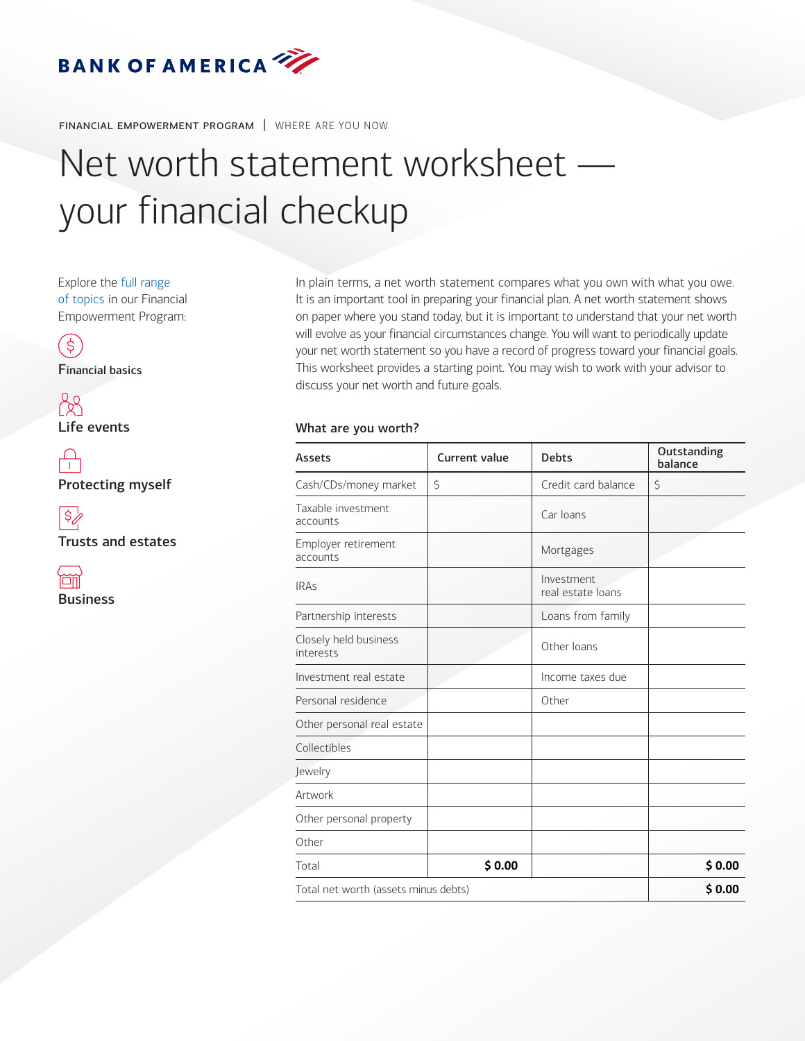BANK OF AMERICA

FINANCIAL EMPOWERMENT PROGRAM | WHERE ARE YOU NOW

# Net worth statement worksheet — your financial checkup

Explore the full range of topics in our Financial Empowerment Program:

- Financial basics
- Life events
- Protecting myself
- Trusts and estates
- Business

In plain terms, a net worth statement compares what you own with what you owe. It is an important tool in preparing your financial plan. A net worth statement shows on paper where you stand today, but it is important to understand that your net worth will evolve as your financial circumstances change. You will want to periodically update your net worth statement so you have a record of progress toward your financial goals. This worksheet provides a starting point. You may wish to work with your advisor to discuss your net worth and future goals.

## What are you worth?

| Assets | Current value | Debts | Outstanding balance |
|---|---|---|---|
| Cash/CDs/money market | $ | Credit card balance | $ |
| Taxable investment accounts | | Car loans | |
| Employer retirement accounts | | Mortgages | |
| IRAs | | Investment real estate loans | |
| Partnership interests | | Loans from family | |
| Closely held business interests | | Other loans | |
| Investment real estate | | Income taxes due | |
| Personal residence | | Other | |
| Other personal real estate | | | |
| Collectibles | | | |
| Jewelry | | | |
| Artwork | | | |
| Other personal property | | | |
| Other | | | |
| Total | **$ 0.00** | | **$ 0.00** |
| Total net worth (assets minus debts) | | | **$ 0.00** |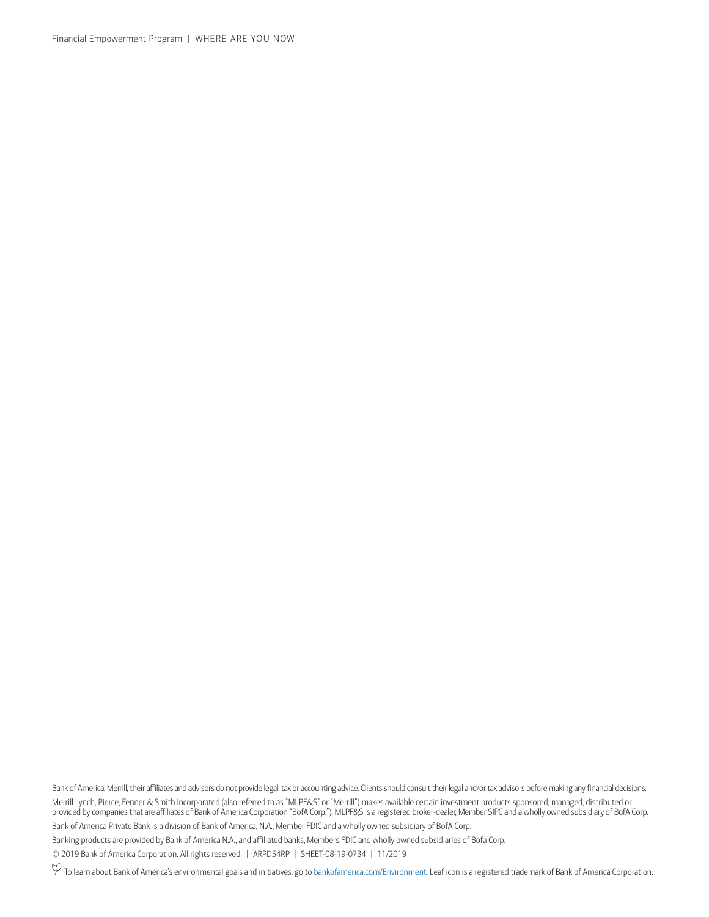Bank of America, Merrill, their affiliates and advisors do not provide legal, tax or accounting advice. Clients should consult their legal and/or tax advisors before making any financial decisions.

Merrill Lynch, Pierce, Fenner & Smith Incorporated (also referred to as "MLPF&S" or "Merrill") makes available certain investment products sponsored, managed, distributed or provided by companies that are affiliates of Bank of America Corporation "BofA Corp."). MLPF&S is a registered broker-dealer, Member SIPC and a wholly owned subsidiary of BofA Corp.

Bank of America Private Bank is a division of Bank of America, N.A., Member FDIC and a wholly owned subsidiary of BofA Corp.

Banking products are provided by Bank of America N.A., and affiliated banks, Members FDIC and wholly owned subsidiaries of Bofa Corp.

© 2019 Bank of America Corporation. All rights reserved. | ARPD54RP | SHEET-08-19-0734 | 11/2019

To learn about Bank of America's environmental goals and initiatives, go to bankofamerica.com/Environment. Leaf icon is a registered trademark of Bank of America Corporation.